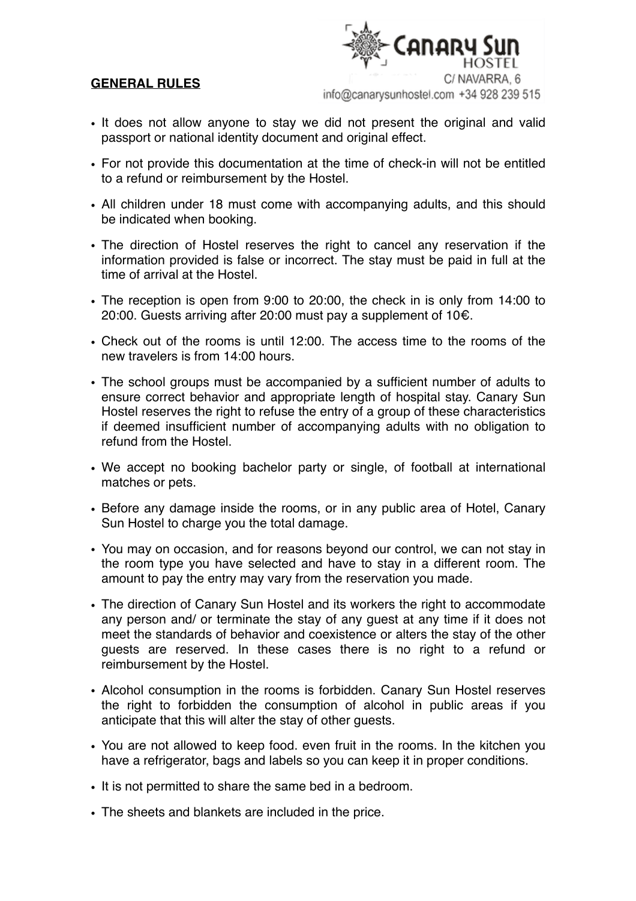## GENERAL RULES

Canary Sun HOSTEL
C/ NAVARRA, 6
info@canarysunhostel.com +34 928 239 515

- It does not allow anyone to stay we did not present the original and valid passport or national identity document and original effect.
- For not provide this documentation at the time of check-in will not be entitled to a refund or reimbursement by the Hostel.
- All children under 18 must come with accompanying adults, and this should be indicated when booking.
- The direction of Hostel reserves the right to cancel any reservation if the information provided is false or incorrect. The stay must be paid in full at the time of arrival at the Hostel.
- The reception is open from 9:00 to 20:00, the check in is only from 14:00 to 20:00. Guests arriving after 20:00 must pay a supplement of 10€.
- Check out of the rooms is until 12:00. The access time to the rooms of the new travelers is from 14:00 hours.
- The school groups must be accompanied by a sufficient number of adults to ensure correct behavior and appropriate length of hospital stay. Canary Sun Hostel reserves the right to refuse the entry of a group of these characteristics if deemed insufficient number of accompanying adults with no obligation to refund from the Hostel.
- We accept no booking bachelor party or single, of football at international matches or pets.
- Before any damage inside the rooms, or in any public area of Hotel, Canary Sun Hostel to charge you the total damage.
- You may on occasion, and for reasons beyond our control, we can not stay in the room type you have selected and have to stay in a different room. The amount to pay the entry may vary from the reservation you made.
- The direction of Canary Sun Hostel and its workers the right to accommodate any person and/ or terminate the stay of any guest at any time if it does not meet the standards of behavior and coexistence or alters the stay of the other guests are reserved. In these cases there is no right to a refund or reimbursement by the Hostel.
- Alcohol consumption in the rooms is forbidden. Canary Sun Hostel reserves the right to forbidden the consumption of alcohol in public areas if you anticipate that this will alter the stay of other guests.
- You are not allowed to keep food. even fruit in the rooms. In the kitchen you have a refrigerator, bags and labels so you can keep it in proper conditions.
- It is not permitted to share the same bed in a bedroom.
- The sheets and blankets are included in the price.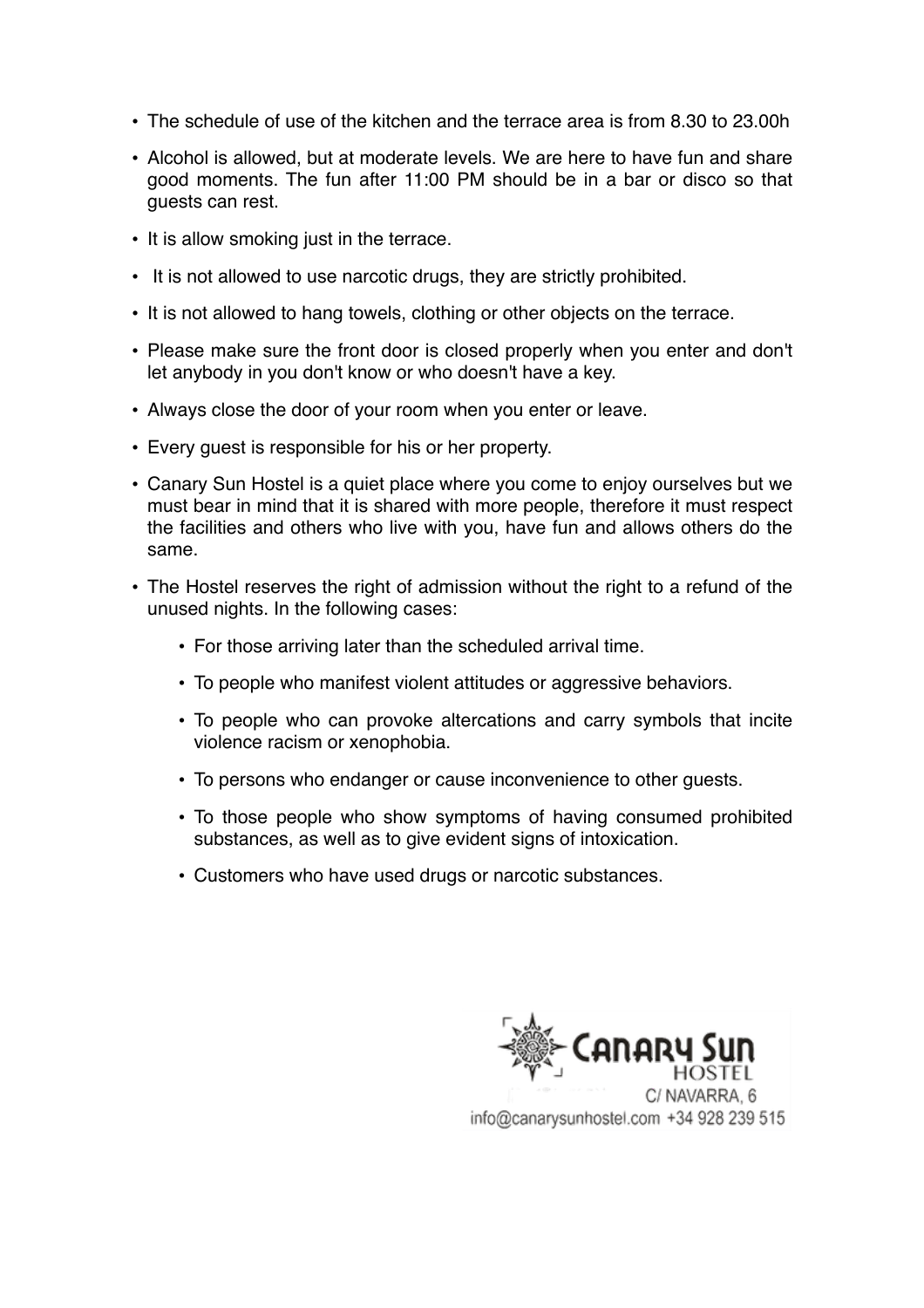- The schedule of use of the kitchen and the terrace area is from 8.30 to 23.00h
- Alcohol is allowed, but at moderate levels. We are here to have fun and share good moments. The fun after 11:00 PM should be in a bar or disco so that guests can rest.
- It is allow smoking just in the terrace.
- It is not allowed to use narcotic drugs, they are strictly prohibited.
- It is not allowed to hang towels, clothing or other objects on the terrace.
- Please make sure the front door is closed properly when you enter and don't let anybody in you don't know or who doesn't have a key.
- Always close the door of your room when you enter or leave.
- Every guest is responsible for his or her property.
- Canary Sun Hostel is a quiet place where you come to enjoy ourselves but we must bear in mind that it is shared with more people, therefore it must respect the facilities and others who live with you, have fun and allows others do the same.
- The Hostel reserves the right of admission without the right to a refund of the unused nights. In the following cases:
    - For those arriving later than the scheduled arrival time.
    - To people who manifest violent attitudes or aggressive behaviors.
    - To people who can provoke altercations and carry symbols that incite violence racism or xenophobia.
    - To persons who endanger or cause inconvenience to other guests.
    - To those people who show symptoms of having consumed prohibited substances, as well as to give evident signs of intoxication.
    - Customers who have used drugs or narcotic substances.

Canary Sun
HOSTEL
C/ NAVARRA, 6
info@canarysunhostel.com +34 928 239 515